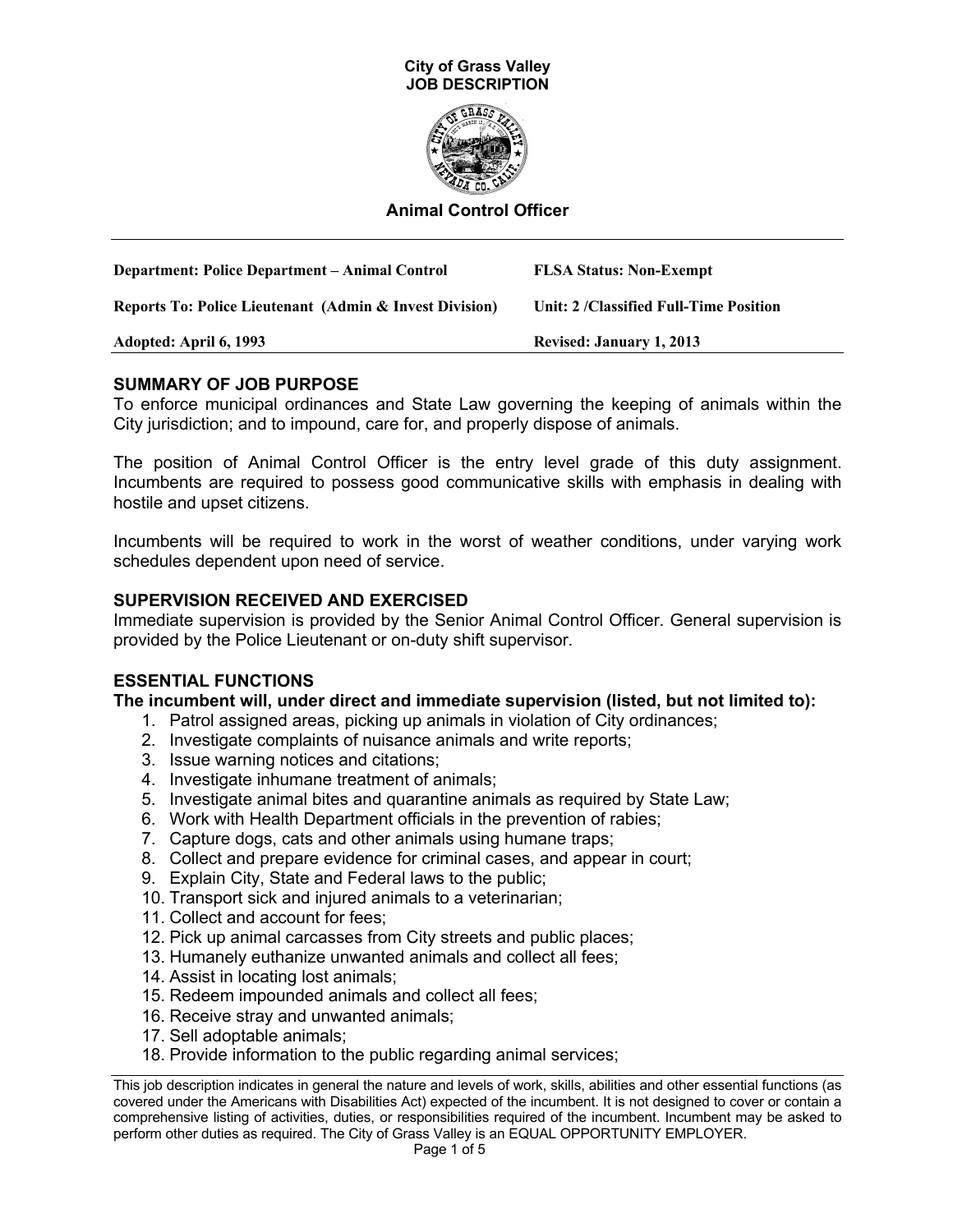**City of Grass Valley**
**JOB DESCRIPTION**

# Animal Control Officer

| | |
|---|---|
| **Department: Police Department – Animal Control** | **FLSA Status: Non-Exempt** |
| **Reports To: Police Lieutenant (Admin & Invest Division)** | **Unit: 2 /Classified Full-Time Position** |
| **Adopted: April 6, 1993** | **Revised: January 1, 2013** |

## SUMMARY OF JOB PURPOSE

To enforce municipal ordinances and State Law governing the keeping of animals within the City jurisdiction; and to impound, care for, and properly dispose of animals.

The position of Animal Control Officer is the entry level grade of this duty assignment. Incumbents are required to possess good communicative skills with emphasis in dealing with hostile and upset citizens.

Incumbents will be required to work in the worst of weather conditions, under varying work schedules dependent upon need of service.

## SUPERVISION RECEIVED AND EXERCISED

Immediate supervision is provided by the Senior Animal Control Officer. General supervision is provided by the Police Lieutenant or on-duty shift supervisor.

## ESSENTIAL FUNCTIONS

**The incumbent will, under direct and immediate supervision (listed, but not limited to):**

1. Patrol assigned areas, picking up animals in violation of City ordinances;
2. Investigate complaints of nuisance animals and write reports;
3. Issue warning notices and citations;
4. Investigate inhumane treatment of animals;
5. Investigate animal bites and quarantine animals as required by State Law;
6. Work with Health Department officials in the prevention of rabies;
7. Capture dogs, cats and other animals using humane traps;
8. Collect and prepare evidence for criminal cases, and appear in court;
9. Explain City, State and Federal laws to the public;
10. Transport sick and injured animals to a veterinarian;
11. Collect and account for fees;
12. Pick up animal carcasses from City streets and public places;
13. Humanely euthanize unwanted animals and collect all fees;
14. Assist in locating lost animals;
15. Redeem impounded animals and collect all fees;
16. Receive stray and unwanted animals;
17. Sell adoptable animals;
18. Provide information to the public regarding animal services;

This job description indicates in general the nature and levels of work, skills, abilities and other essential functions (as covered under the Americans with Disabilities Act) expected of the incumbent. It is not designed to cover or contain a comprehensive listing of activities, duties, or responsibilities required of the incumbent. Incumbent may be asked to perform other duties as required. The City of Grass Valley is an EQUAL OPPORTUNITY EMPLOYER.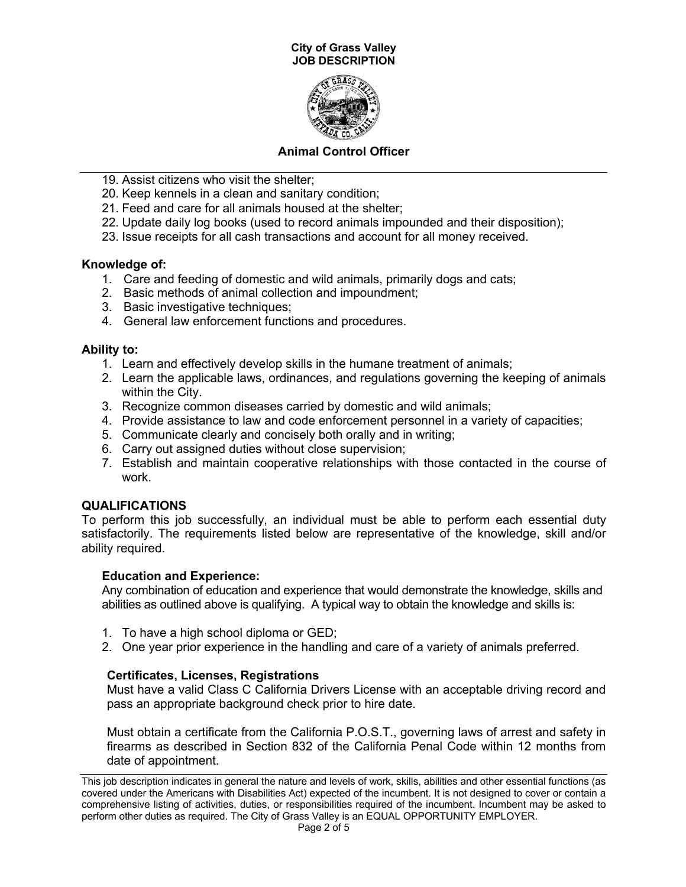19. Assist citizens who visit the shelter;
20. Keep kennels in a clean and sanitary condition;
21. Feed and care for all animals housed at the shelter;
22. Update daily log books (used to record animals impounded and their disposition);
23. Issue receipts for all cash transactions and account for all money received.

**Knowledge of:**

1. Care and feeding of domestic and wild animals, primarily dogs and cats;
2. Basic methods of animal collection and impoundment;
3. Basic investigative techniques;
4. General law enforcement functions and procedures.

**Ability to:**

1. Learn and effectively develop skills in the humane treatment of animals;
2. Learn the applicable laws, ordinances, and regulations governing the keeping of animals within the City.
3. Recognize common diseases carried by domestic and wild animals;
4. Provide assistance to law and code enforcement personnel in a variety of capacities;
5. Communicate clearly and concisely both orally and in writing;
6. Carry out assigned duties without close supervision;
7. Establish and maintain cooperative relationships with those contacted in the course of work.

## QUALIFICATIONS

To perform this job successfully, an individual must be able to perform each essential duty satisfactorily. The requirements listed below are representative of the knowledge, skill and/or ability required.

### Education and Experience:

Any combination of education and experience that would demonstrate the knowledge, skills and abilities as outlined above is qualifying. A typical way to obtain the knowledge and skills is:

1. To have a high school diploma or GED;
2. One year prior experience in the handling and care of a variety of animals preferred.

### Certificates, Licenses, Registrations

Must have a valid Class C California Drivers License with an acceptable driving record and pass an appropriate background check prior to hire date.

Must obtain a certificate from the California P.O.S.T., governing laws of arrest and safety in firearms as described in Section 832 of the California Penal Code within 12 months from date of appointment.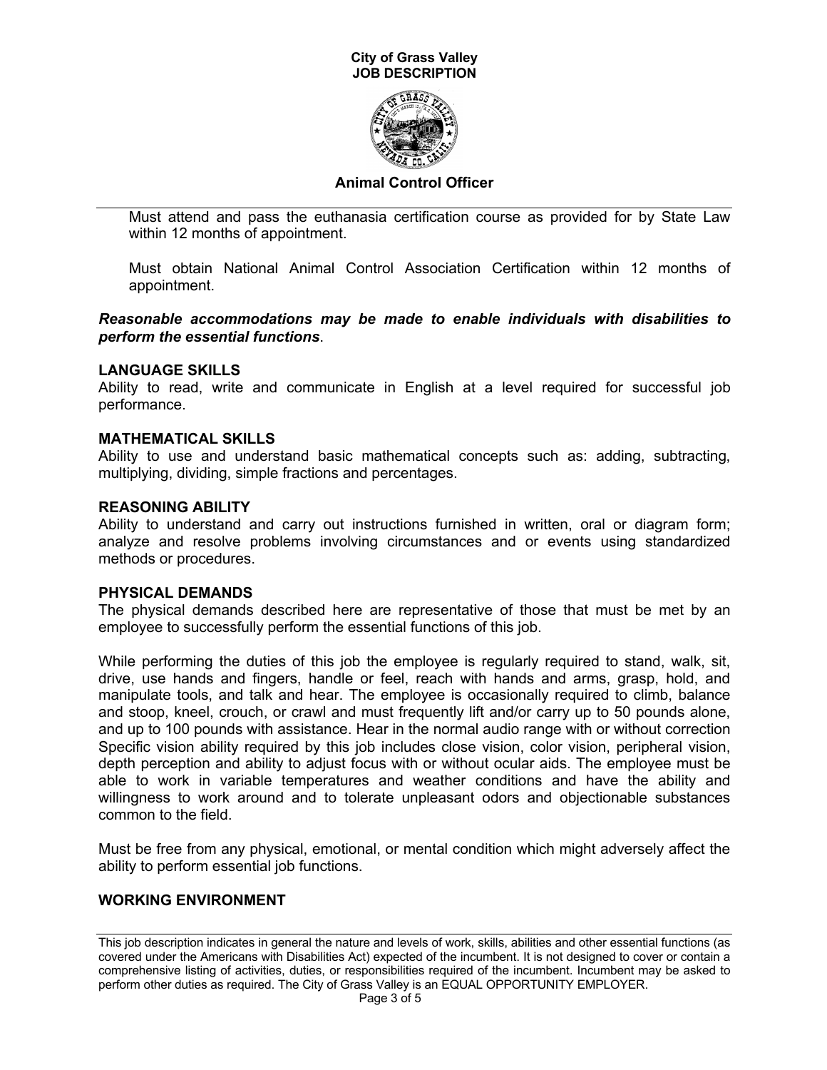Must attend and pass the euthanasia certification course as provided for by State Law within 12 months of appointment.

Must obtain National Animal Control Association Certification within 12 months of appointment.

***Reasonable accommodations may be made to enable individuals with disabilities to perform the essential functions***.

### LANGUAGE SKILLS

Ability to read, write and communicate in English at a level required for successful job performance.

### MATHEMATICAL SKILLS

Ability to use and understand basic mathematical concepts such as: adding, subtracting, multiplying, dividing, simple fractions and percentages.

### REASONING ABILITY

Ability to understand and carry out instructions furnished in written, oral or diagram form; analyze and resolve problems involving circumstances and or events using standardized methods or procedures.

### PHYSICAL DEMANDS

The physical demands described here are representative of those that must be met by an employee to successfully perform the essential functions of this job.

While performing the duties of this job the employee is regularly required to stand, walk, sit, drive, use hands and fingers, handle or feel, reach with hands and arms, grasp, hold, and manipulate tools, and talk and hear. The employee is occasionally required to climb, balance and stoop, kneel, crouch, or crawl and must frequently lift and/or carry up to 50 pounds alone, and up to 100 pounds with assistance. Hear in the normal audio range with or without correction Specific vision ability required by this job includes close vision, color vision, peripheral vision, depth perception and ability to adjust focus with or without ocular aids. The employee must be able to work in variable temperatures and weather conditions and have the ability and willingness to work around and to tolerate unpleasant odors and objectionable substances common to the field.

Must be free from any physical, emotional, or mental condition which might adversely affect the ability to perform essential job functions.

### WORKING ENVIRONMENT

This job description indicates in general the nature and levels of work, skills, abilities and other essential functions (as covered under the Americans with Disabilities Act) expected of the incumbent. It is not designed to cover or contain a comprehensive listing of activities, duties, or responsibilities required of the incumbent. Incumbent may be asked to perform other duties as required. The City of Grass Valley is an EQUAL OPPORTUNITY EMPLOYER.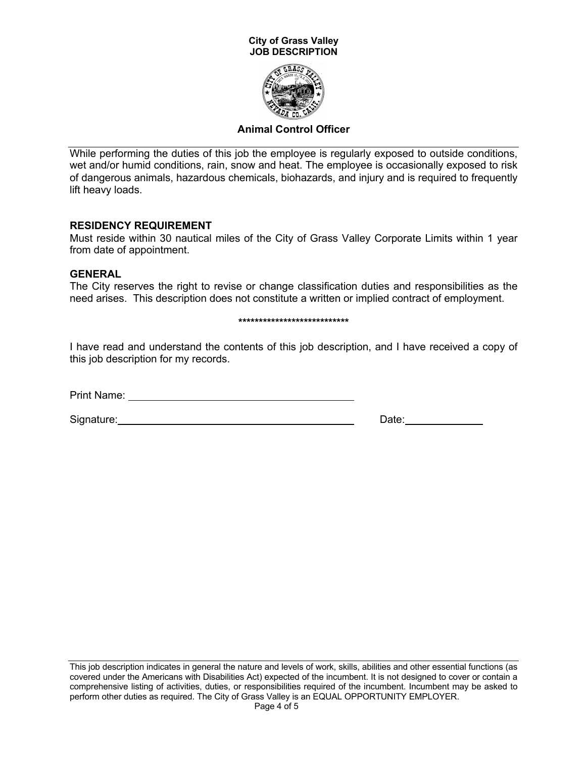While performing the duties of this job the employee is regularly exposed to outside conditions, wet and/or humid conditions, rain, snow and heat. The employee is occasionally exposed to risk of dangerous animals, hazardous chemicals, biohazards, and injury and is required to frequently lift heavy loads.

**RESIDENCY REQUIREMENT**

Must reside within 30 nautical miles of the City of Grass Valley Corporate Limits within 1 year from date of appointment.

**GENERAL**

The City reserves the right to revise or change classification duties and responsibilities as the need arises. This description does not constitute a written or implied contract of employment.

****************************

I have read and understand the contents of this job description, and I have received a copy of this job description for my records.

Print Name: ________________________________

Signature: ________________________________ Date: ____________

This job description indicates in general the nature and levels of work, skills, abilities and other essential functions (as covered under the Americans with Disabilities Act) expected of the incumbent. It is not designed to cover or contain a comprehensive listing of activities, duties, or responsibilities required of the incumbent. Incumbent may be asked to perform other duties as required. The City of Grass Valley is an EQUAL OPPORTUNITY EMPLOYER.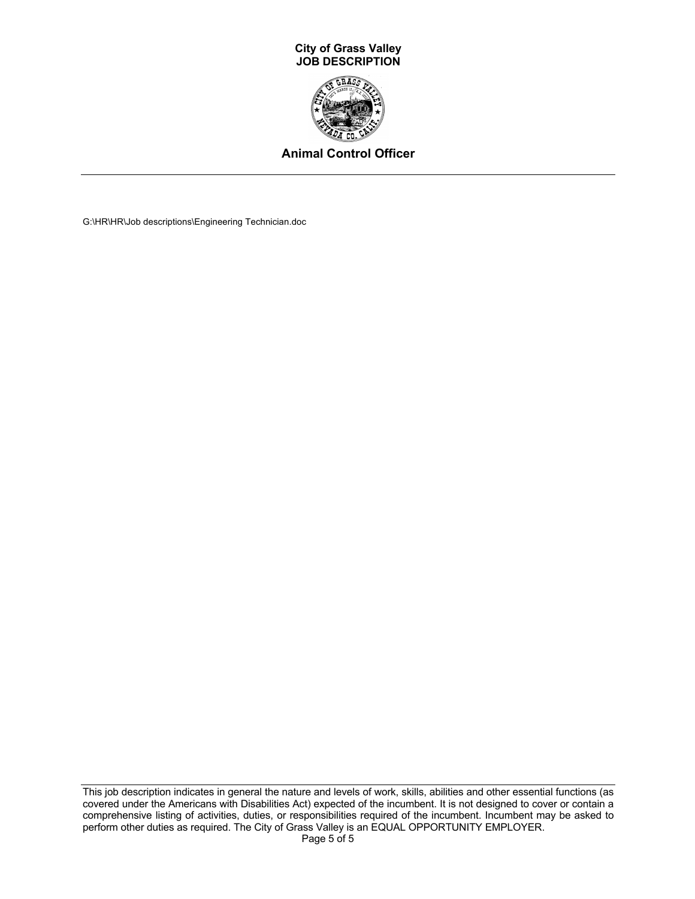G:\HR\HR\Job descriptions\Engineering Technician.doc